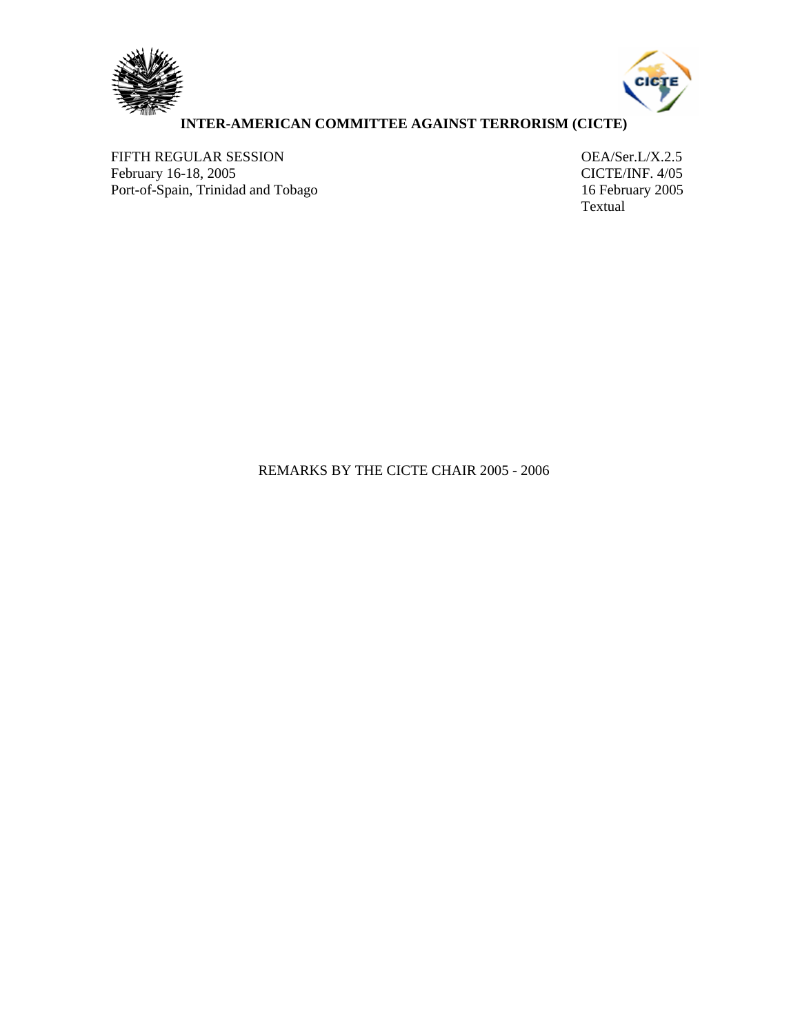# INTER-AMERICAN COMMITTEE AGAINST TERRORISM (CICTE)

FIFTH REGULAR SESSION
February 16-18, 2005
Port-of-Spain, Trinidad and Tobago

OEA/Ser.L/X.2.5
CICTE/INF. 4/05
16 February 2005
Textual

REMARKS BY THE CICTE CHAIR 2005 - 2006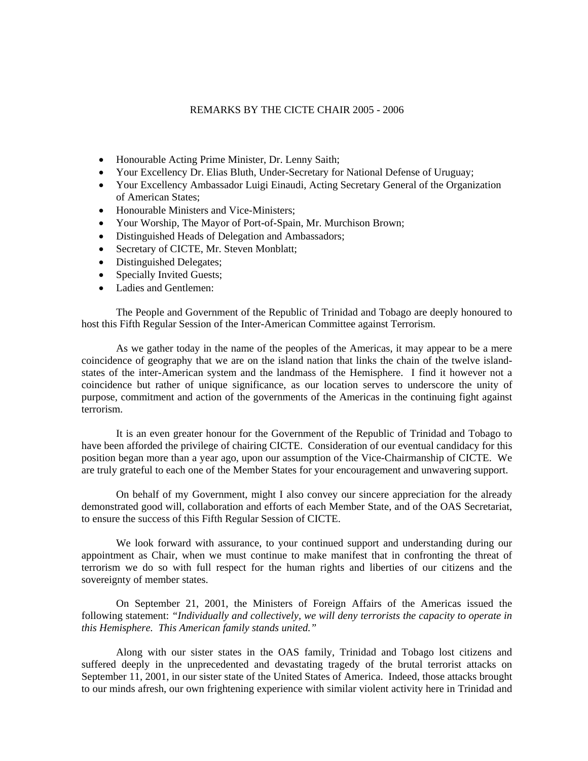REMARKS BY THE CICTE CHAIR 2005 - 2006

- Honourable Acting Prime Minister, Dr. Lenny Saith;
- Your Excellency Dr. Elias Bluth, Under-Secretary for National Defense of Uruguay;
- Your Excellency Ambassador Luigi Einaudi, Acting Secretary General of the Organization of American States;
- Honourable Ministers and Vice-Ministers;
- Your Worship, The Mayor of Port-of-Spain, Mr. Murchison Brown;
- Distinguished Heads of Delegation and Ambassadors;
- Secretary of CICTE, Mr. Steven Monblatt;
- Distinguished Delegates;
- Specially Invited Guests;
- Ladies and Gentlemen:

The People and Government of the Republic of Trinidad and Tobago are deeply honoured to host this Fifth Regular Session of the Inter-American Committee against Terrorism.

As we gather today in the name of the peoples of the Americas, it may appear to be a mere coincidence of geography that we are on the island nation that links the chain of the twelve island-states of the inter-American system and the landmass of the Hemisphere. I find it however not a coincidence but rather of unique significance, as our location serves to underscore the unity of purpose, commitment and action of the governments of the Americas in the continuing fight against terrorism.

It is an even greater honour for the Government of the Republic of Trinidad and Tobago to have been afforded the privilege of chairing CICTE. Consideration of our eventual candidacy for this position began more than a year ago, upon our assumption of the Vice-Chairmanship of CICTE. We are truly grateful to each one of the Member States for your encouragement and unwavering support.

On behalf of my Government, might I also convey our sincere appreciation for the already demonstrated good will, collaboration and efforts of each Member State, and of the OAS Secretariat, to ensure the success of this Fifth Regular Session of CICTE.

We look forward with assurance, to your continued support and understanding during our appointment as Chair, when we must continue to make manifest that in confronting the threat of terrorism we do so with full respect for the human rights and liberties of our citizens and the sovereignty of member states.

On September 21, 2001, the Ministers of Foreign Affairs of the Americas issued the following statement: *"Individually and collectively, we will deny terrorists the capacity to operate in this Hemisphere. This American family stands united."*

Along with our sister states in the OAS family, Trinidad and Tobago lost citizens and suffered deeply in the unprecedented and devastating tragedy of the brutal terrorist attacks on September 11, 2001, in our sister state of the United States of America. Indeed, those attacks brought to our minds afresh, our own frightening experience with similar violent activity here in Trinidad and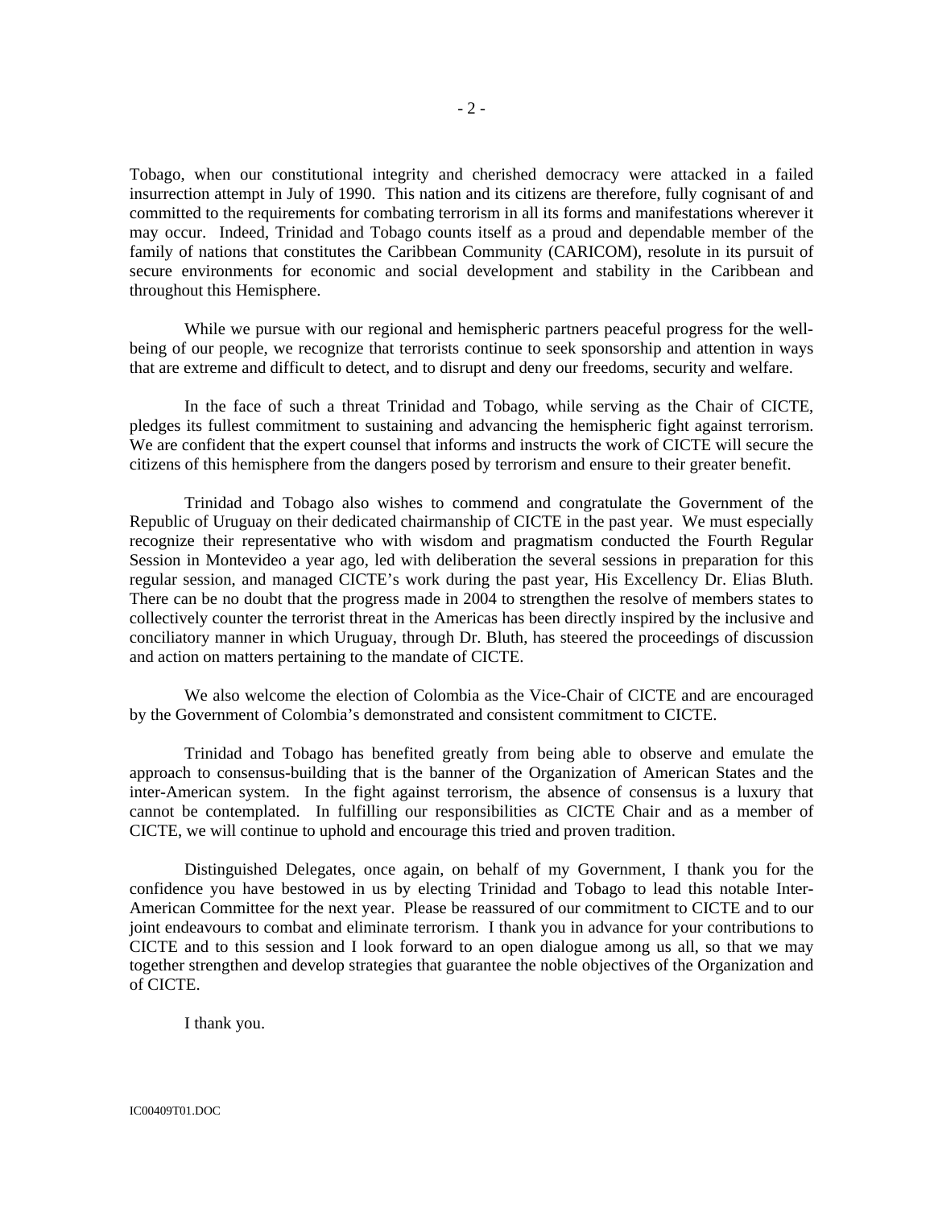Tobago, when our constitutional integrity and cherished democracy were attacked in a failed insurrection attempt in July of 1990. This nation and its citizens are therefore, fully cognisant of and committed to the requirements for combating terrorism in all its forms and manifestations wherever it may occur. Indeed, Trinidad and Tobago counts itself as a proud and dependable member of the family of nations that constitutes the Caribbean Community (CARICOM), resolute in its pursuit of secure environments for economic and social development and stability in the Caribbean and throughout this Hemisphere.

While we pursue with our regional and hemispheric partners peaceful progress for the well-being of our people, we recognize that terrorists continue to seek sponsorship and attention in ways that are extreme and difficult to detect, and to disrupt and deny our freedoms, security and welfare.

In the face of such a threat Trinidad and Tobago, while serving as the Chair of CICTE, pledges its fullest commitment to sustaining and advancing the hemispheric fight against terrorism. We are confident that the expert counsel that informs and instructs the work of CICTE will secure the citizens of this hemisphere from the dangers posed by terrorism and ensure to their greater benefit.

Trinidad and Tobago also wishes to commend and congratulate the Government of the Republic of Uruguay on their dedicated chairmanship of CICTE in the past year. We must especially recognize their representative who with wisdom and pragmatism conducted the Fourth Regular Session in Montevideo a year ago, led with deliberation the several sessions in preparation for this regular session, and managed CICTE's work during the past year, His Excellency Dr. Elias Bluth. There can be no doubt that the progress made in 2004 to strengthen the resolve of members states to collectively counter the terrorist threat in the Americas has been directly inspired by the inclusive and conciliatory manner in which Uruguay, through Dr. Bluth, has steered the proceedings of discussion and action on matters pertaining to the mandate of CICTE.

We also welcome the election of Colombia as the Vice-Chair of CICTE and are encouraged by the Government of Colombia's demonstrated and consistent commitment to CICTE.

Trinidad and Tobago has benefited greatly from being able to observe and emulate the approach to consensus-building that is the banner of the Organization of American States and the inter-American system. In the fight against terrorism, the absence of consensus is a luxury that cannot be contemplated. In fulfilling our responsibilities as CICTE Chair and as a member of CICTE, we will continue to uphold and encourage this tried and proven tradition.

Distinguished Delegates, once again, on behalf of my Government, I thank you for the confidence you have bestowed in us by electing Trinidad and Tobago to lead this notable Inter-American Committee for the next year. Please be reassured of our commitment to CICTE and to our joint endeavours to combat and eliminate terrorism. I thank you in advance for your contributions to CICTE and to this session and I look forward to an open dialogue among us all, so that we may together strengthen and develop strategies that guarantee the noble objectives of the Organization and of CICTE.

I thank you.

IC00409T01.DOC